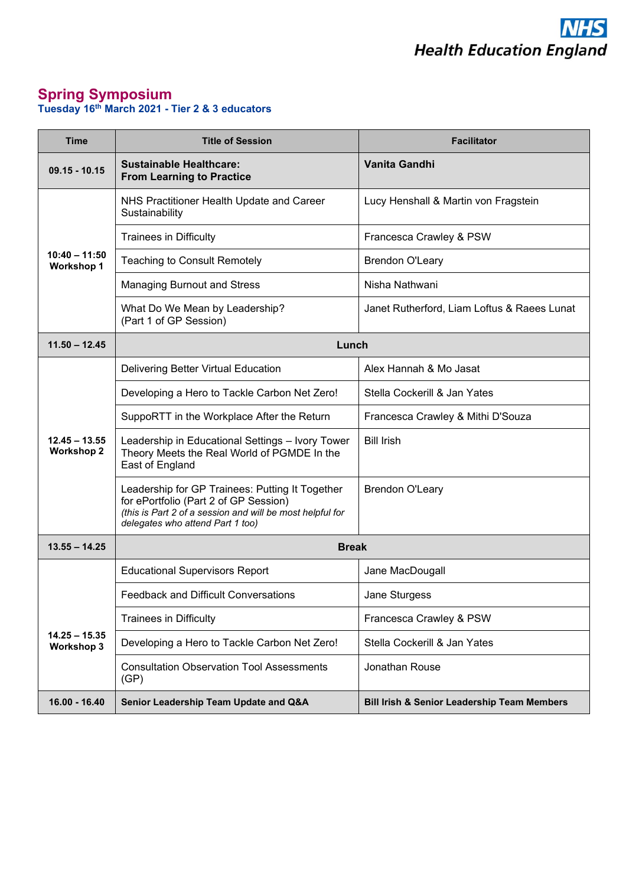NHS
Health Education England

# Spring Symposium

**Tuesday 16th March 2021 - Tier 2 & 3 educators**

| Time | Title of Session | Facilitator |
|---|---|---|
| **09.15 - 10.15** | **Sustainable Healthcare: From Learning to Practice** | **Vanita Gandhi** |
| **10:40 – 11:50 Workshop 1** | NHS Practitioner Health Update and Career Sustainability | Lucy Henshall & Martin von Fragstein |
| | Trainees in Difficulty | Francesca Crawley & PSW |
| | Teaching to Consult Remotely | Brendon O'Leary |
| | Managing Burnout and Stress | Nisha Nathwani |
| | What Do We Mean by Leadership? (Part 1 of GP Session) | Janet Rutherford, Liam Loftus & Raees Lunat |
| **11.50 – 12.45** | **Lunch** | |
| **12.45 – 13.55 Workshop 2** | Delivering Better Virtual Education | Alex Hannah & Mo Jasat |
| | Developing a Hero to Tackle Carbon Net Zero! | Stella Cockerill & Jan Yates |
| | SuppoRTT in the Workplace After the Return | Francesca Crawley & Mithi D'Souza |
| | Leadership in Educational Settings – Ivory Tower Theory Meets the Real World of PGMDE In the East of England | Bill Irish |
| | Leadership for GP Trainees: Putting It Together for ePortfolio (Part 2 of GP Session) *(this is Part 2 of a session and will be most helpful for delegates who attend Part 1 too)* | Brendon O'Leary |
| **13.55 – 14.25** | **Break** | |
| **14.25 – 15.35 Workshop 3** | Educational Supervisors Report | Jane MacDougall |
| | Feedback and Difficult Conversations | Jane Sturgess |
| | Trainees in Difficulty | Francesca Crawley & PSW |
| | Developing a Hero to Tackle Carbon Net Zero! | Stella Cockerill & Jan Yates |
| | Consultation Observation Tool Assessments (GP) | Jonathan Rouse |
| **16.00 - 16.40** | **Senior Leadership Team Update and Q&A** | **Bill Irish & Senior Leadership Team Members** |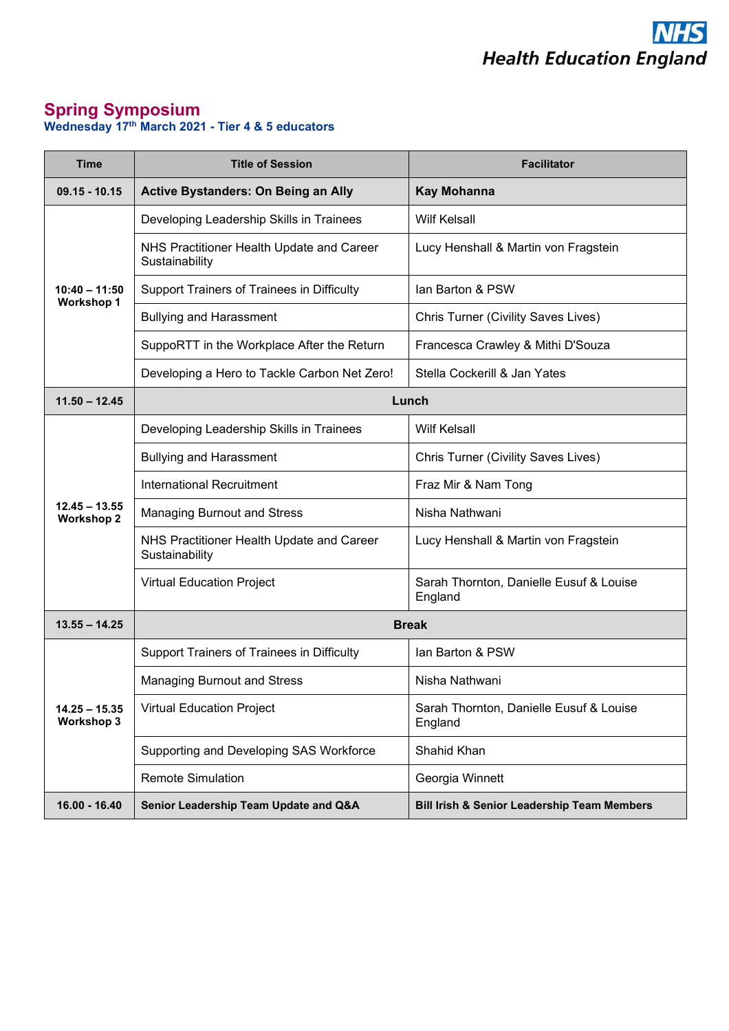**NHS**
**Health Education England**

# Spring Symposium

## Wednesday 17th March 2021 - Tier 4 & 5 educators

| Time | Title of Session | Facilitator |
|---|---|---|
| **09.15 - 10.15** | **Active Bystanders: On Being an Ally** | **Kay Mohanna** |
| **10:40 – 11:50 Workshop 1** | Developing Leadership Skills in Trainees | Wilf Kelsall |
| | NHS Practitioner Health Update and Career Sustainability | Lucy Henshall & Martin von Fragstein |
| | Support Trainers of Trainees in Difficulty | Ian Barton & PSW |
| | Bullying and Harassment | Chris Turner (Civility Saves Lives) |
| | SuppoRTT in the Workplace After the Return | Francesca Crawley & Mithi D'Souza |
| | Developing a Hero to Tackle Carbon Net Zero! | Stella Cockerill & Jan Yates |
| **11.50 – 12.45** | **Lunch** | |
| **12.45 – 13.55 Workshop 2** | Developing Leadership Skills in Trainees | Wilf Kelsall |
| | Bullying and Harassment | Chris Turner (Civility Saves Lives) |
| | International Recruitment | Fraz Mir & Nam Tong |
| | Managing Burnout and Stress | Nisha Nathwani |
| | NHS Practitioner Health Update and Career Sustainability | Lucy Henshall & Martin von Fragstein |
| | Virtual Education Project | Sarah Thornton, Danielle Eusuf & Louise England |
| **13.55 – 14.25** | **Break** | |
| **14.25 – 15.35 Workshop 3** | Support Trainers of Trainees in Difficulty | Ian Barton & PSW |
| | Managing Burnout and Stress | Nisha Nathwani |
| | Virtual Education Project | Sarah Thornton, Danielle Eusuf & Louise England |
| | Supporting and Developing SAS Workforce | Shahid Khan |
| | Remote Simulation | Georgia Winnett |
| **16.00 - 16.40** | **Senior Leadership Team Update and Q&A** | **Bill Irish & Senior Leadership Team Members** |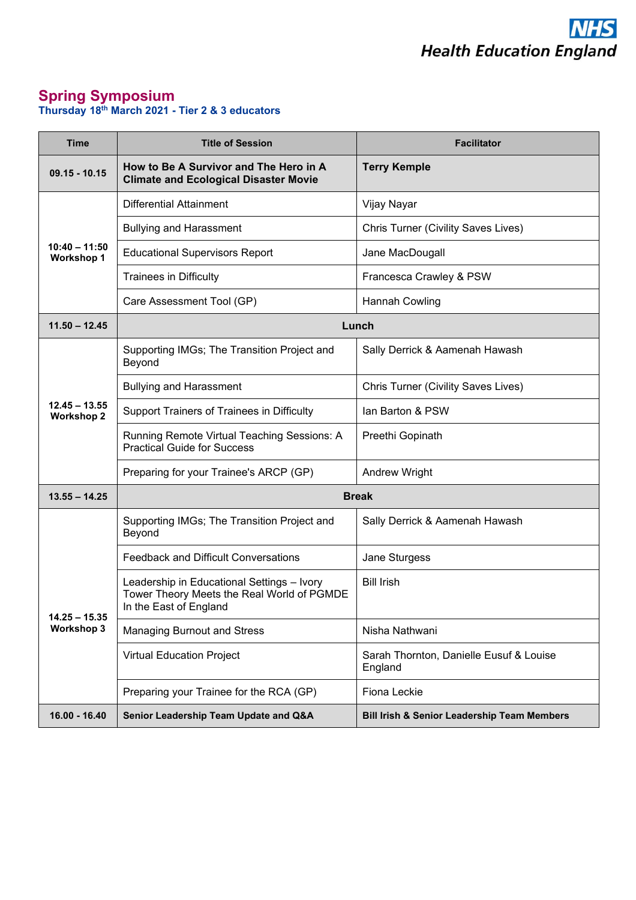**NHS Health Education England**

# Spring Symposium

### Thursday 18th March 2021 - Tier 2 & 3 educators

| Time | Title of Session | Facilitator |
|---|---|---|
| **09.15 - 10.15** | **How to Be A Survivor and The Hero in A Climate and Ecological Disaster Movie** | **Terry Kemple** |
| **10:40 – 11:50 Workshop 1** | Differential Attainment | Vijay Nayar |
| | Bullying and Harassment | Chris Turner (Civility Saves Lives) |
| | Educational Supervisors Report | Jane MacDougall |
| | Trainees in Difficulty | Francesca Crawley & PSW |
| | Care Assessment Tool (GP) | Hannah Cowling |
| **11.50 – 12.45** | **Lunch** | |
| **12.45 – 13.55 Workshop 2** | Supporting IMGs; The Transition Project and Beyond | Sally Derrick & Aamenah Hawash |
| | Bullying and Harassment | Chris Turner (Civility Saves Lives) |
| | Support Trainers of Trainees in Difficulty | Ian Barton & PSW |
| | Running Remote Virtual Teaching Sessions: A Practical Guide for Success | Preethi Gopinath |
| | Preparing for your Trainee's ARCP (GP) | Andrew Wright |
| **13.55 – 14.25** | **Break** | |
| **14.25 – 15.35 Workshop 3** | Supporting IMGs; The Transition Project and Beyond | Sally Derrick & Aamenah Hawash |
| | Feedback and Difficult Conversations | Jane Sturgess |
| | Leadership in Educational Settings – Ivory Tower Theory Meets the Real World of PGMDE In the East of England | Bill Irish |
| | Managing Burnout and Stress | Nisha Nathwani |
| | Virtual Education Project | Sarah Thornton, Danielle Eusuf & Louise England |
| | Preparing your Trainee for the RCA (GP) | Fiona Leckie |
| **16.00 - 16.40** | **Senior Leadership Team Update and Q&A** | **Bill Irish & Senior Leadership Team Members** |